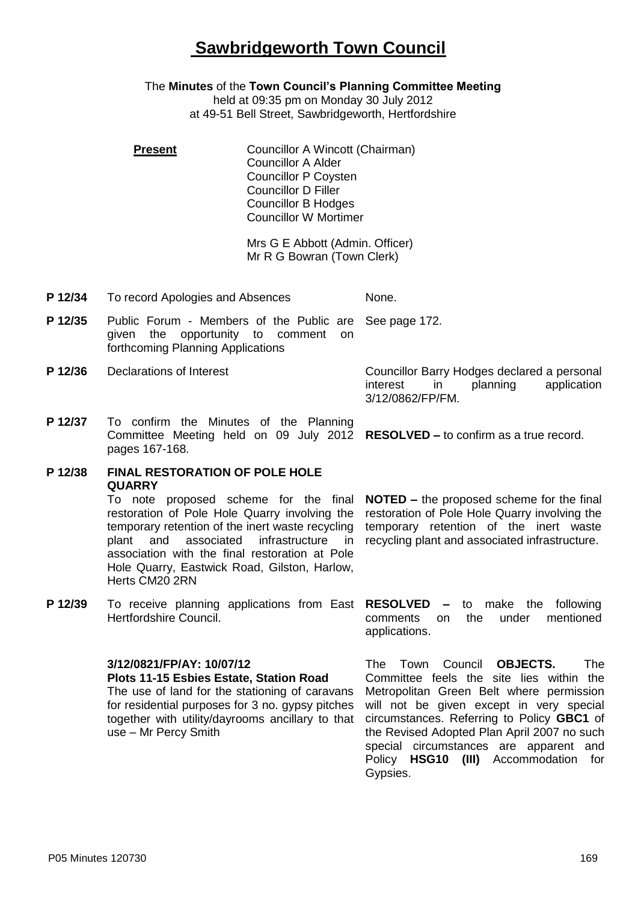# Sawbridgeworth Town Council

The **Minutes** of the **Town Council's Planning Committee Meeting**
held at 09:35 pm on Monday 30 July 2012
at 49-51 Bell Street, Sawbridgeworth, Hertfordshire

**Present**

Councillor A Wincott (Chairman)
Councillor A Alder
Councillor P Coysten
Councillor D Filler
Councillor B Hodges
Councillor W Mortimer

Mrs G E Abbott (Admin. Officer)
Mr R G Bowran (Town Clerk)

| | | |
|---|---|---|
| **P 12/34** | To record Apologies and Absences | None. |
| **P 12/35** | Public Forum - Members of the Public are given the opportunity to comment on forthcoming Planning Applications | See page 172. |
| **P 12/36** | Declarations of Interest | Councillor Barry Hodges declared a personal interest in planning application 3/12/0862/FP/FM. |
| **P 12/37** | To confirm the Minutes of the Planning Committee Meeting held on 09 July 2012 pages 167-168. | **RESOLVED –** to confirm as a true record. |
| **P 12/38** | **FINAL RESTORATION OF POLE HOLE QUARRY**<br>To note proposed scheme for the final restoration of Pole Hole Quarry involving the temporary retention of the inert waste recycling plant and associated infrastructure in association with the final restoration at Pole Hole Quarry, Eastwick Road, Gilston, Harlow, Herts CM20 2RN | **NOTED –** the proposed scheme for the final restoration of Pole Hole Quarry involving the temporary retention of the inert waste recycling plant and associated infrastructure. |
| **P 12/39** | To receive planning applications from East Hertfordshire Council. | **RESOLVED –** to make the following comments on the under mentioned applications. |
| | **3/12/0821/FP/AY: 10/07/12**<br>**Plots 11-15 Esbies Estate, Station Road**<br>The use of land for the stationing of caravans for residential purposes for 3 no. gypsy pitches together with utility/dayrooms ancillary to that use – Mr Percy Smith | The Town Council **OBJECTS.** The Committee feels the site lies within the Metropolitan Green Belt where permission will not be given except in very special circumstances. Referring to Policy **GBC1** of the Revised Adopted Plan April 2007 no such special circumstances are apparent and Policy **HSG10 (III)** Accommodation for Gypsies. |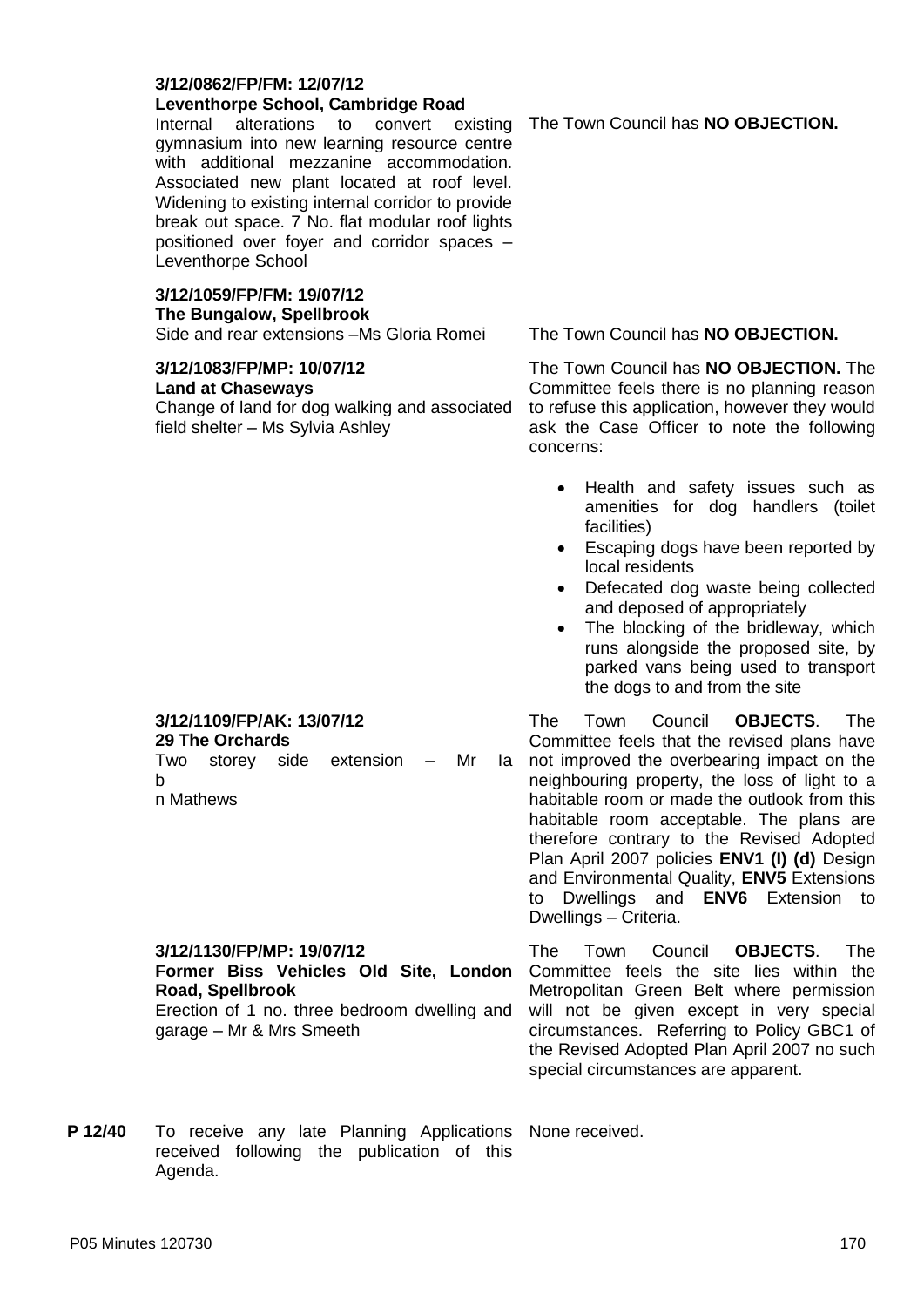**3/12/0862/FP/FM: 12/07/12**
**Leventhorpe School, Cambridge Road**
Internal alterations to convert existing gymnasium into new learning resource centre with additional mezzanine accommodation. Associated new plant located at roof level. Widening to existing internal corridor to provide break out space. 7 No. flat modular roof lights positioned over foyer and corridor spaces – Leventhorpe School

The Town Council has **NO OBJECTION.**

**3/12/1059/FP/FM: 19/07/12**
**The Bungalow, Spellbrook**
Side and rear extensions –Ms Gloria Romei

The Town Council has **NO OBJECTION.**

**3/12/1083/FP/MP: 10/07/12**
**Land at Chaseways**
Change of land for dog walking and associated field shelter – Ms Sylvia Ashley

The Town Council has **NO OBJECTION.** The Committee feels there is no planning reason to refuse this application, however they would ask the Case Officer to note the following concerns:

- Health and safety issues such as amenities for dog handlers (toilet facilities)
- Escaping dogs have been reported by local residents
- Defecated dog waste being collected and deposed of appropriately
- The blocking of the bridleway, which runs alongside the proposed site, by parked vans being used to transport the dogs to and from the site

**3/12/1109/FP/AK: 13/07/12**
**29 The Orchards**
Two storey side extension – Mr Ia
b
n Mathews

The Town Council **OBJECTS**. The Committee feels that the revised plans have not improved the overbearing impact on the neighbouring property, the loss of light to a habitable room or made the outlook from this habitable room acceptable. The plans are therefore contrary to the Revised Adopted Plan April 2007 policies **ENV1 (I) (d)** Design and Environmental Quality, **ENV5** Extensions to Dwellings and **ENV6** Extension to Dwellings – Criteria.

**3/12/1130/FP/MP: 19/07/12**
**Former Biss Vehicles Old Site, London Road, Spellbrook**
Erection of 1 no. three bedroom dwelling and garage – Mr & Mrs Smeeth

The Town Council **OBJECTS**. The Committee feels the site lies within the Metropolitan Green Belt where permission will not be given except in very special circumstances. Referring to Policy GBC1 of the Revised Adopted Plan April 2007 no such special circumstances are apparent.

**P 12/40** To receive any late Planning Applications received following the publication of this Agenda.

None received.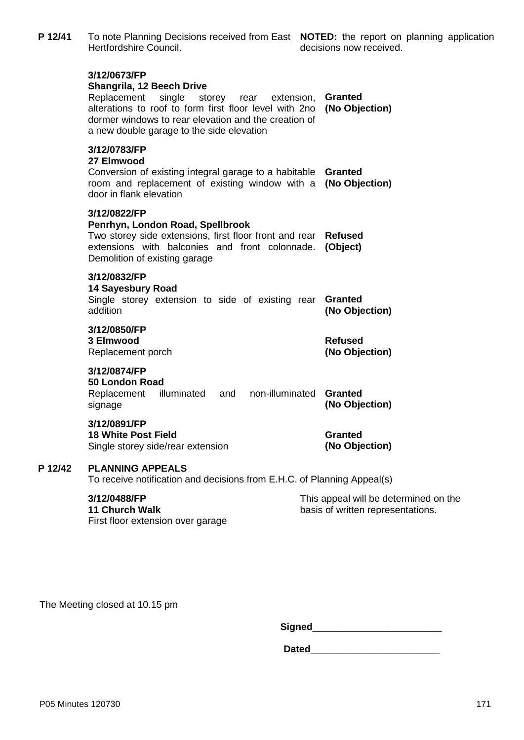**P 12/41** To note Planning Decisions received from East Hertfordshire Council.

**NOTED:** the report on planning application decisions now received.

| Application | Decision |
|---|---|
| **3/12/0673/FP**<br>**Shangrila, 12 Beech Drive**<br>Replacement single storey rear extension, alterations to roof to form first floor level with 2no dormer windows to rear elevation and the creation of a new double garage to the side elevation | **Granted (No Objection)** |
| **3/12/0783/FP**<br>**27 Elmwood**<br>Conversion of existing integral garage to a habitable room and replacement of existing window with a door in flank elevation | **Granted (No Objection)** |
| **3/12/0822/FP**<br>**Penrhyn, London Road, Spellbrook**<br>Two storey side extensions, first floor front and rear extensions with balconies and front colonnade. Demolition of existing garage | **Refused (Object)** |
| **3/12/0832/FP**<br>**14 Sayesbury Road**<br>Single storey extension to side of existing rear addition | **Granted (No Objection)** |
| **3/12/0850/FP**<br>**3 Elmwood**<br>Replacement porch | **Refused (No Objection)** |
| **3/12/0874/FP**<br>**50 London Road**<br>Replacement illuminated and non-illuminated signage | **Granted (No Objection)** |
| **3/12/0891/FP**<br>**18 White Post Field**<br>Single storey side/rear extension | **Granted (No Objection)** |

**P 12/42 PLANNING APPEALS**

To receive notification and decisions from E.H.C. of Planning Appeal(s)

| Application | Decision |
|---|---|
| **3/12/0488/FP**<br>**11 Church Walk**<br>First floor extension over garage | This appeal will be determined on the basis of written representations. |

The Meeting closed at 10.15 pm

**Signed**________________________

**Dated**________________________

P05 Minutes 120730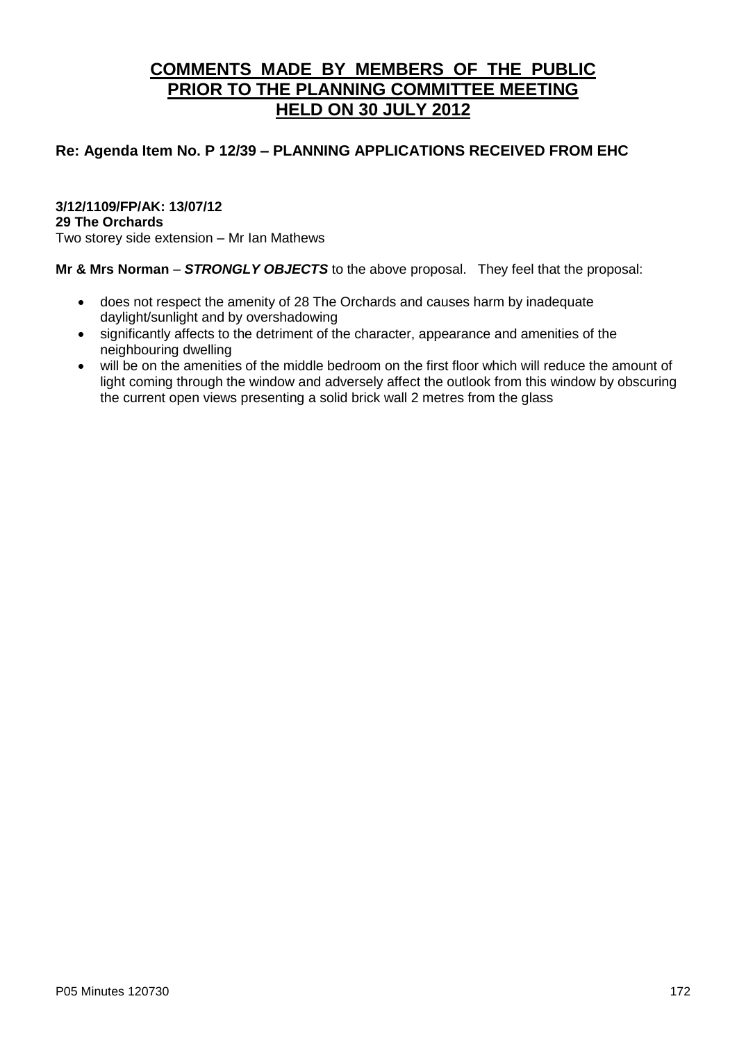# COMMENTS MADE BY MEMBERS OF THE PUBLIC PRIOR TO THE PLANNING COMMITTEE MEETING HELD ON 30 JULY 2012

## Re: Agenda Item No. P 12/39 – PLANNING APPLICATIONS RECEIVED FROM EHC

**3/12/1109/FP/AK: 13/07/12**
**29 The Orchards**
Two storey side extension – Mr Ian Mathews

**Mr & Mrs Norman** – ***STRONGLY OBJECTS*** to the above proposal. They feel that the proposal:

- does not respect the amenity of 28 The Orchards and causes harm by inadequate daylight/sunlight and by overshadowing
- significantly affects to the detriment of the character, appearance and amenities of the neighbouring dwelling
- will be on the amenities of the middle bedroom on the first floor which will reduce the amount of light coming through the window and adversely affect the outlook from this window by obscuring the current open views presenting a solid brick wall 2 metres from the glass